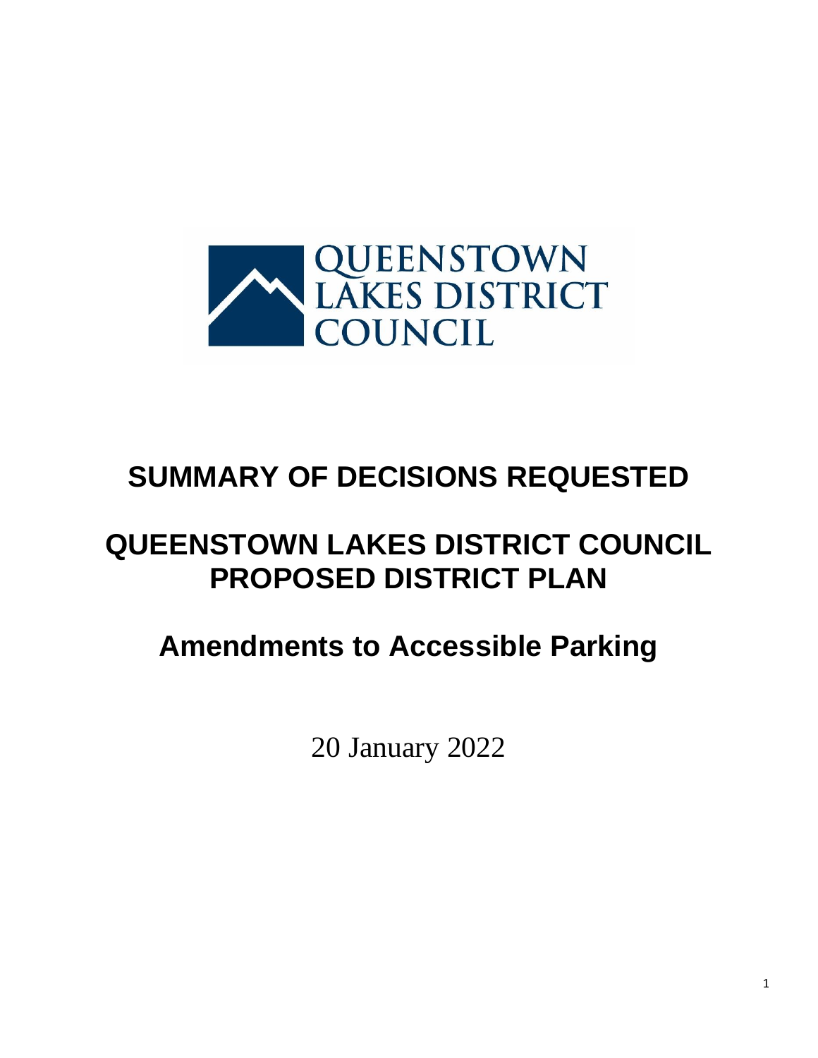QUEENSTOWN LAKES DISTRICT COUNCIL

# SUMMARY OF DECISIONS REQUESTED

# QUEENSTOWN LAKES DISTRICT COUNCIL PROPOSED DISTRICT PLAN

## Amendments to Accessible Parking

20 January 2022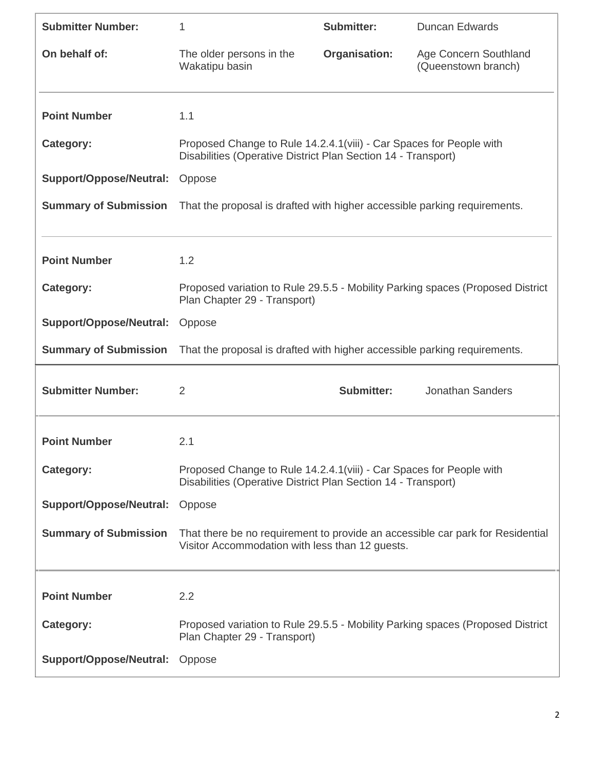| | | | |
|---|---|---|---|
| **Submitter Number:** | 1 | **Submitter:** | Duncan Edwards |
| **On behalf of:** | The older persons in the Wakatipu basin | **Organisation:** | Age Concern Southland (Queenstown branch) |

| | |
|---|---|
| **Point Number** | 1.1 |
| **Category:** | Proposed Change to Rule 14.2.4.1(viii) - Car Spaces for People with Disabilities (Operative District Plan Section 14 - Transport) |
| **Support/Oppose/Neutral:** | Oppose |
| **Summary of Submission** | That the proposal is drafted with higher accessible parking requirements. |

| | |
|---|---|
| **Point Number** | 1.2 |
| **Category:** | Proposed variation to Rule 29.5.5 - Mobility Parking spaces (Proposed District Plan Chapter 29 - Transport) |
| **Support/Oppose/Neutral:** | Oppose |
| **Summary of Submission** | That the proposal is drafted with higher accessible parking requirements. |

| | | | |
|---|---|---|---|
| **Submitter Number:** | 2 | **Submitter:** | Jonathan Sanders |

| | |
|---|---|
| **Point Number** | 2.1 |
| **Category:** | Proposed Change to Rule 14.2.4.1(viii) - Car Spaces for People with Disabilities (Operative District Plan Section 14 - Transport) |
| **Support/Oppose/Neutral:** | Oppose |
| **Summary of Submission** | That there be no requirement to provide an accessible car park for Residential Visitor Accommodation with less than 12 guests. |

| | |
|---|---|
| **Point Number** | 2.2 |
| **Category:** | Proposed variation to Rule 29.5.5 - Mobility Parking spaces (Proposed District Plan Chapter 29 - Transport) |
| **Support/Oppose/Neutral:** | Oppose |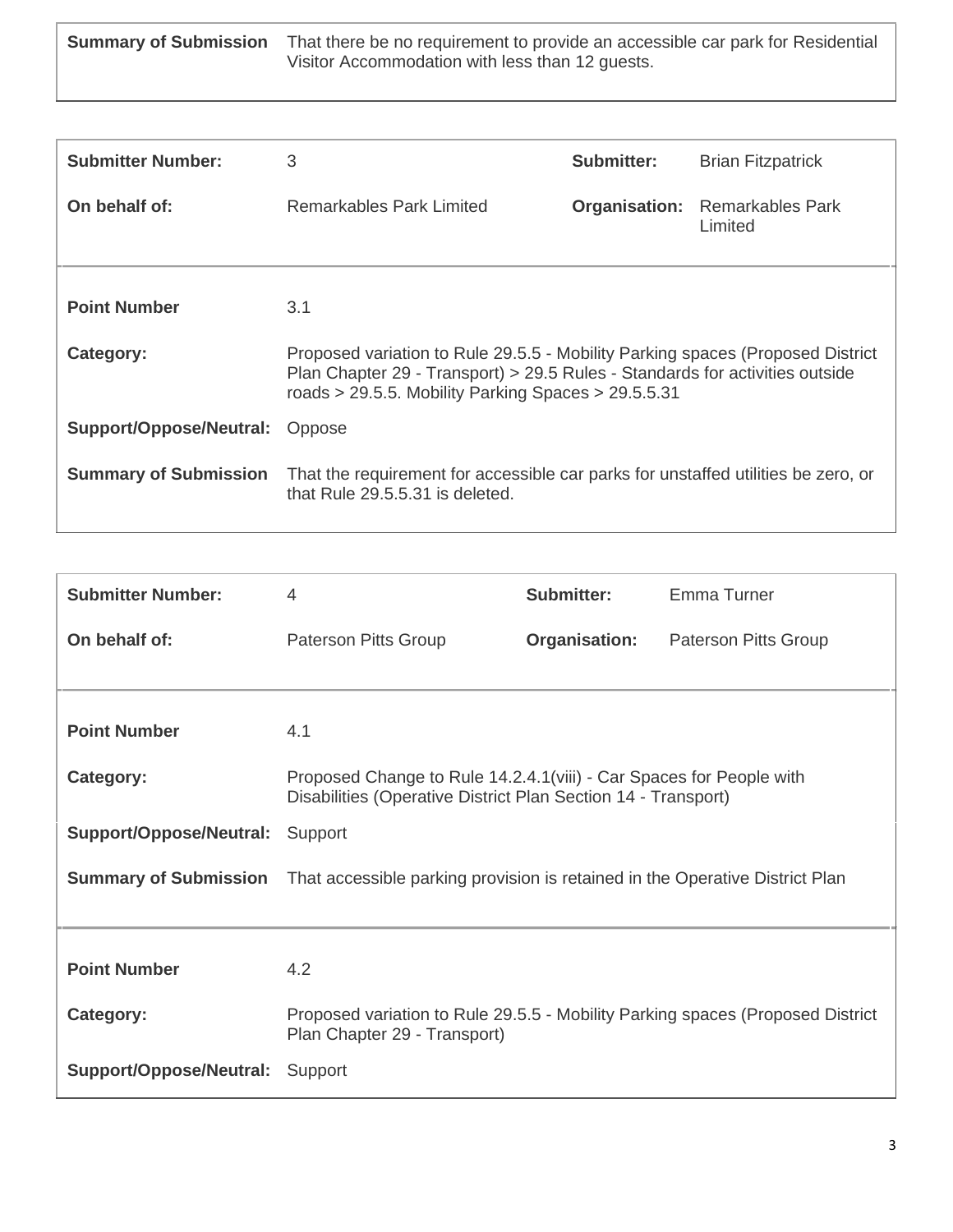| | |
|---|---|
| **Summary of Submission** | That there be no requirement to provide an accessible car park for Residential Visitor Accommodation with less than 12 guests. |

| | | | |
|---|---|---|---|
| **Submitter Number:** | 3 | **Submitter:** | Brian Fitzpatrick |
| **On behalf of:** | Remarkables Park Limited | **Organisation:** | Remarkables Park Limited |

| | |
|---|---|
| **Point Number** | 3.1 |
| **Category:** | Proposed variation to Rule 29.5.5 - Mobility Parking spaces (Proposed District Plan Chapter 29 - Transport) > 29.5 Rules - Standards for activities outside roads > 29.5.5. Mobility Parking Spaces > 29.5.5.31 |
| **Support/Oppose/Neutral:** | Oppose |
| **Summary of Submission** | That the requirement for accessible car parks for unstaffed utilities be zero, or that Rule 29.5.5.31 is deleted. |

| | | | |
|---|---|---|---|
| **Submitter Number:** | 4 | **Submitter:** | Emma Turner |
| **On behalf of:** | Paterson Pitts Group | **Organisation:** | Paterson Pitts Group |

| | |
|---|---|
| **Point Number** | 4.1 |
| **Category:** | Proposed Change to Rule 14.2.4.1(viii) - Car Spaces for People with Disabilities (Operative District Plan Section 14 - Transport) |
| **Support/Oppose/Neutral:** | Support |
| **Summary of Submission** | That accessible parking provision is retained in the Operative District Plan |

| | |
|---|---|
| **Point Number** | 4.2 |
| **Category:** | Proposed variation to Rule 29.5.5 - Mobility Parking spaces (Proposed District Plan Chapter 29 - Transport) |
| **Support/Oppose/Neutral:** | Support |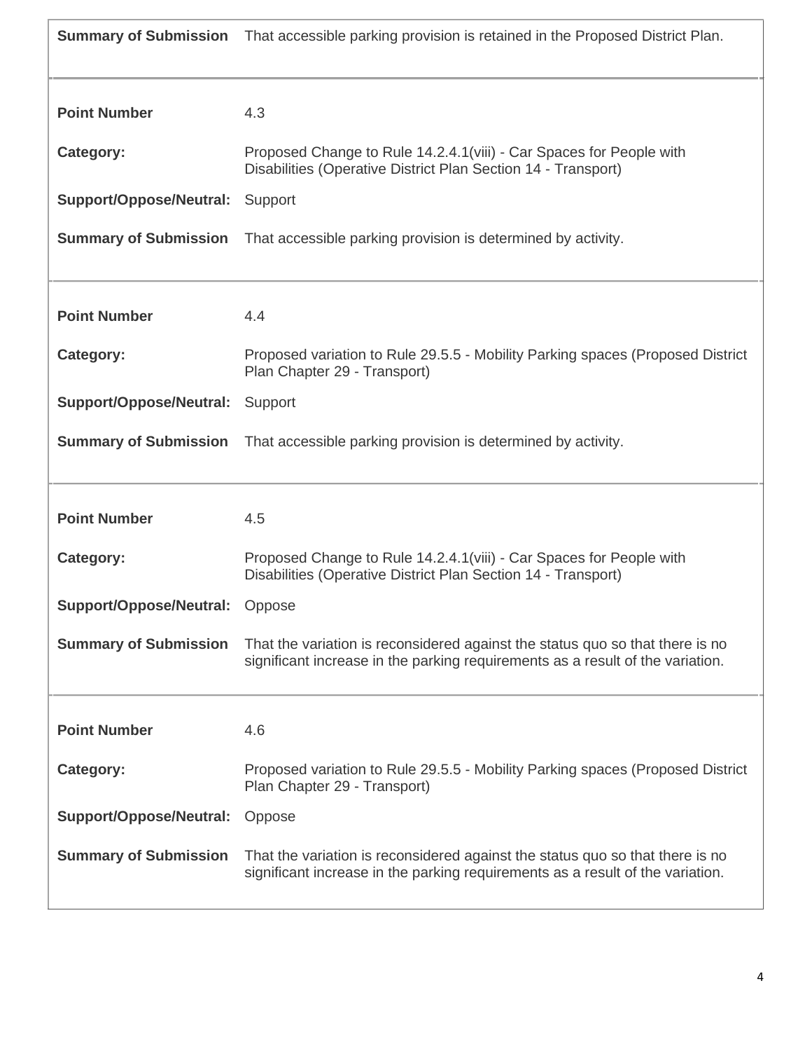| | |
|---|---|
| **Summary of Submission** | That accessible parking provision is retained in the Proposed District Plan. |

| | |
|---|---|
| **Point Number** | 4.3 |
| **Category:** | Proposed Change to Rule 14.2.4.1(viii) - Car Spaces for People with Disabilities (Operative District Plan Section 14 - Transport) |
| **Support/Oppose/Neutral:** | Support |
| **Summary of Submission** | That accessible parking provision is determined by activity. |

| | |
|---|---|
| **Point Number** | 4.4 |
| **Category:** | Proposed variation to Rule 29.5.5 - Mobility Parking spaces (Proposed District Plan Chapter 29 - Transport) |
| **Support/Oppose/Neutral:** | Support |
| **Summary of Submission** | That accessible parking provision is determined by activity. |

| | |
|---|---|
| **Point Number** | 4.5 |
| **Category:** | Proposed Change to Rule 14.2.4.1(viii) - Car Spaces for People with Disabilities (Operative District Plan Section 14 - Transport) |
| **Support/Oppose/Neutral:** | Oppose |
| **Summary of Submission** | That the variation is reconsidered against the status quo so that there is no significant increase in the parking requirements as a result of the variation. |

| | |
|---|---|
| **Point Number** | 4.6 |
| **Category:** | Proposed variation to Rule 29.5.5 - Mobility Parking spaces (Proposed District Plan Chapter 29 - Transport) |
| **Support/Oppose/Neutral:** | Oppose |
| **Summary of Submission** | That the variation is reconsidered against the status quo so that there is no significant increase in the parking requirements as a result of the variation. |